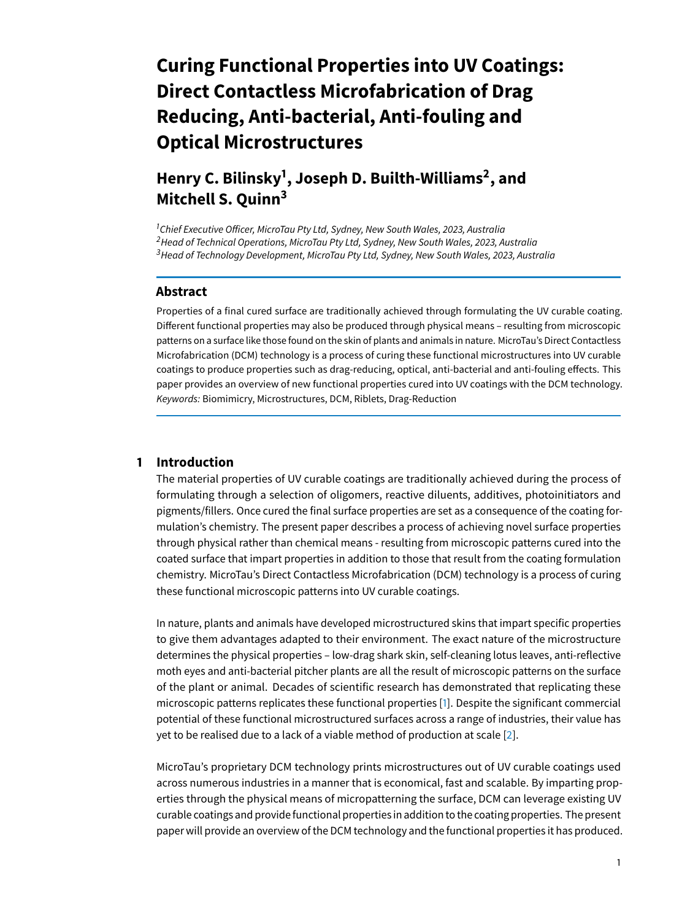# Curing Functional Properties into UV Coatings: Direct Contactless Microfabrication of Drag Reducing, Anti-bacterial, Anti-fouling and Optical Microstructures

## Henry C. Bilinsky[1], Joseph D. Builth-Williams[2], and Mitchell S. Quinn[3]

*[1]Chief Executive Officer, MicroTau Pty Ltd, Sydney, New South Wales, 2023, Australia*
*[2]Head of Technical Operations, MicroTau Pty Ltd, Sydney, New South Wales, 2023, Australia*
*[3]Head of Technology Development, MicroTau Pty Ltd, Sydney, New South Wales, 2023, Australia*

### Abstract

Properties of a final cured surface are traditionally achieved through formulating the UV curable coating. Different functional properties may also be produced through physical means – resulting from microscopic patterns on a surface like those found on the skin of plants and animals in nature. MicroTau's Direct Contactless Microfabrication (DCM) technology is a process of curing these functional microstructures into UV curable coatings to produce properties such as drag-reducing, optical, anti-bacterial and anti-fouling effects. This paper provides an overview of new functional properties cured into UV coatings with the DCM technology.
*Keywords:* Biomimicry, Microstructures, DCM, Riblets, Drag-Reduction

## 1 Introduction

The material properties of UV curable coatings are traditionally achieved during the process of formulating through a selection of oligomers, reactive diluents, additives, photoinitiators and pigments/fillers. Once cured the final surface properties are set as a consequence of the coating formulation's chemistry. The present paper describes a process of achieving novel surface properties through physical rather than chemical means - resulting from microscopic patterns cured into the coated surface that impart properties in addition to those that result from the coating formulation chemistry. MicroTau's Direct Contactless Microfabrication (DCM) technology is a process of curing these functional microscopic patterns into UV curable coatings.

In nature, plants and animals have developed microstructured skins that impart specific properties to give them advantages adapted to their environment. The exact nature of the microstructure determines the physical properties – low-drag shark skin, self-cleaning lotus leaves, anti-reflective moth eyes and anti-bacterial pitcher plants are all the result of microscopic patterns on the surface of the plant or animal. Decades of scientific research has demonstrated that replicating these microscopic patterns replicates these functional properties [1]. Despite the significant commercial potential of these functional microstructured surfaces across a range of industries, their value has yet to be realised due to a lack of a viable method of production at scale [2].

MicroTau's proprietary DCM technology prints microstructures out of UV curable coatings used across numerous industries in a manner that is economical, fast and scalable. By imparting properties through the physical means of micropatterning the surface, DCM can leverage existing UV curable coatings and provide functional properties in addition to the coating properties. The present paper will provide an overview of the DCM technology and the functional properties it has produced.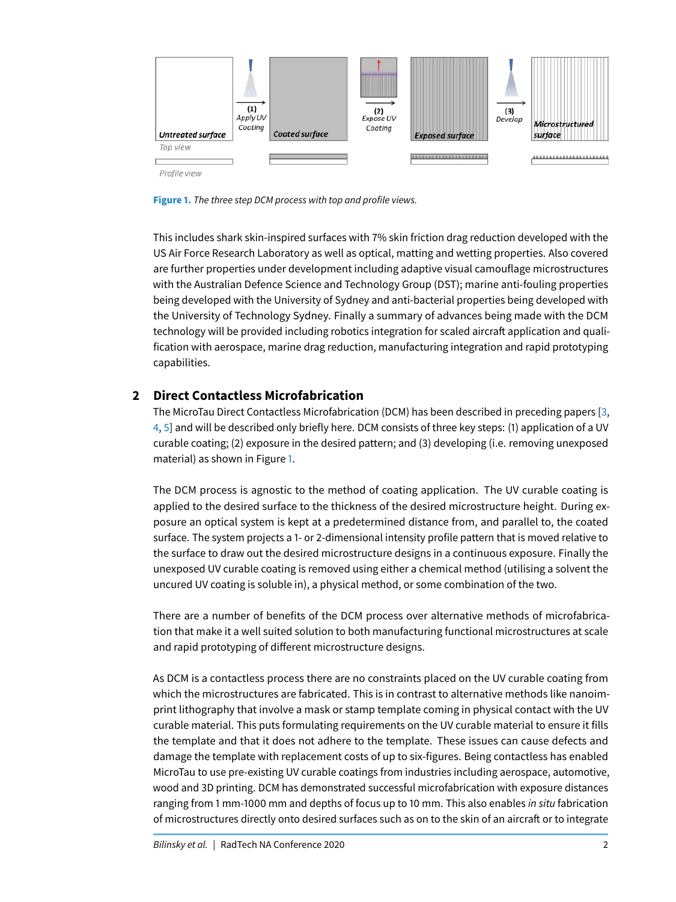Figure 1. The three step DCM process with top and profile views.

This includes shark skin-inspired surfaces with 7% skin friction drag reduction developed with the US Air Force Research Laboratory as well as optical, matting and wetting properties. Also covered are further properties under development including adaptive visual camouflage microstructures with the Australian Defence Science and Technology Group (DST); marine anti-fouling properties being developed with the University of Sydney and anti-bacterial properties being developed with the University of Technology Sydney. Finally a summary of advances being made with the DCM technology will be provided including robotics integration for scaled aircraft application and qualification with aerospace, marine drag reduction, manufacturing integration and rapid prototyping capabilities.

## 2 Direct Contactless Microfabrication

The MicroTau Direct Contactless Microfabrication (DCM) has been described in preceding papers [3, 4, 5] and will be described only briefly here. DCM consists of three key steps: (1) application of a UV curable coating; (2) exposure in the desired pattern; and (3) developing (i.e. removing unexposed material) as shown in Figure 1.

The DCM process is agnostic to the method of coating application. The UV curable coating is applied to the desired surface to the thickness of the desired microstructure height. During exposure an optical system is kept at a predetermined distance from, and parallel to, the coated surface. The system projects a 1- or 2-dimensional intensity profile pattern that is moved relative to the surface to draw out the desired microstructure designs in a continuous exposure. Finally the unexposed UV curable coating is removed using either a chemical method (utilising a solvent the uncured UV coating is soluble in), a physical method, or some combination of the two.

There are a number of benefits of the DCM process over alternative methods of microfabrication that make it a well suited solution to both manufacturing functional microstructures at scale and rapid prototyping of different microstructure designs.

As DCM is a contactless process there are no constraints placed on the UV curable coating from which the microstructures are fabricated. This is in contrast to alternative methods like nanoimprint lithography that involve a mask or stamp template coming in physical contact with the UV curable material. This puts formulating requirements on the UV curable material to ensure it fills the template and that it does not adhere to the template. These issues can cause defects and damage the template with replacement costs of up to six-figures. Being contactless has enabled MicroTau to use pre-existing UV curable coatings from industries including aerospace, automotive, wood and 3D printing. DCM has demonstrated successful microfabrication with exposure distances ranging from 1 mm-1000 mm and depths of focus up to 10 mm. This also enables *in situ* fabrication of microstructures directly onto desired surfaces such as on to the skin of an aircraft or to integrate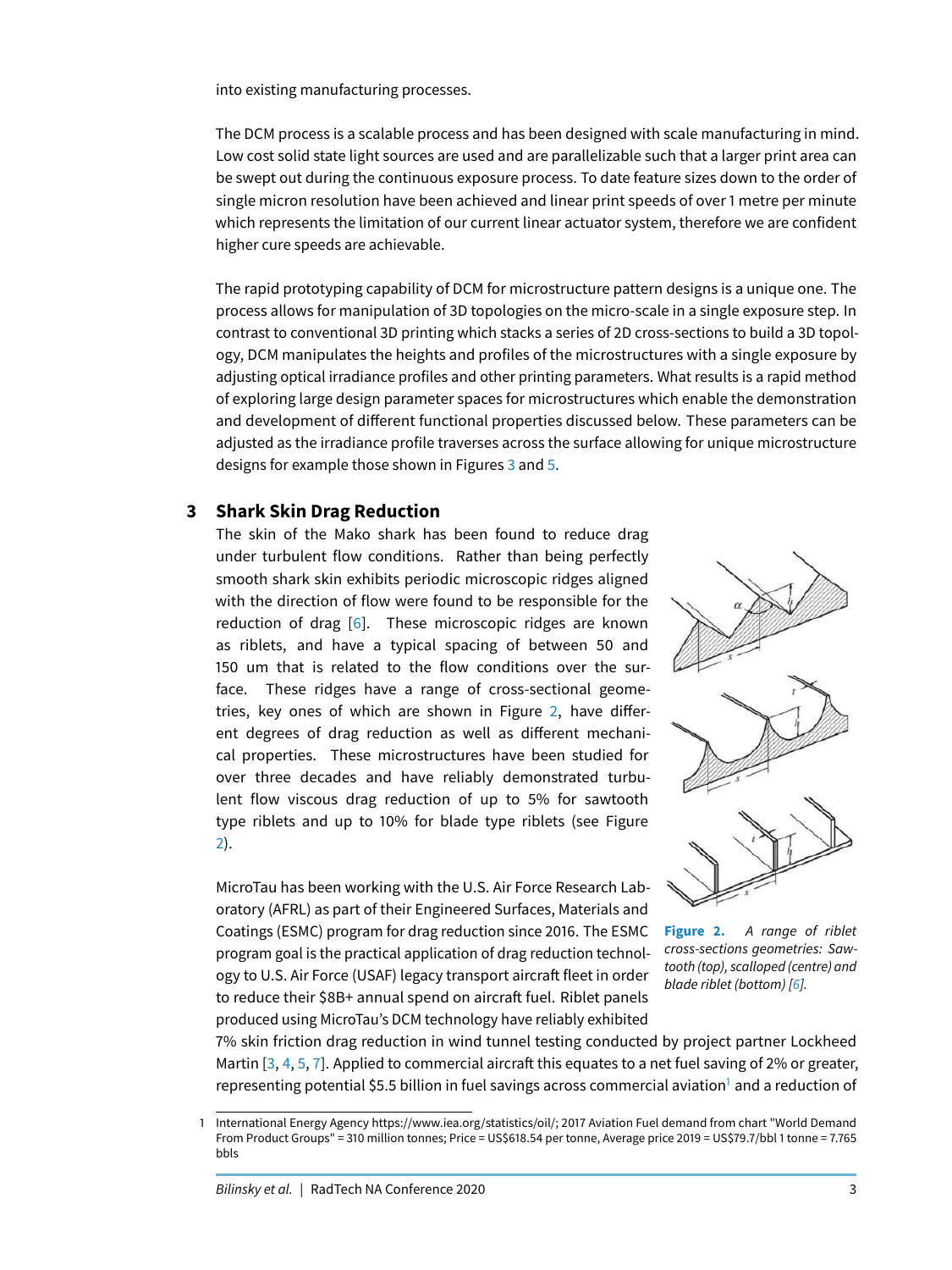into existing manufacturing processes.

The DCM process is a scalable process and has been designed with scale manufacturing in mind. Low cost solid state light sources are used and are parallelizable such that a larger print area can be swept out during the continuous exposure process. To date feature sizes down to the order of single micron resolution have been achieved and linear print speeds of over 1 metre per minute which represents the limitation of our current linear actuator system, therefore we are confident higher cure speeds are achievable.

The rapid prototyping capability of DCM for microstructure pattern designs is a unique one. The process allows for manipulation of 3D topologies on the micro-scale in a single exposure step. In contrast to conventional 3D printing which stacks a series of 2D cross-sections to build a 3D topology, DCM manipulates the heights and profiles of the microstructures with a single exposure by adjusting optical irradiance profiles and other printing parameters. What results is a rapid method of exploring large design parameter spaces for microstructures which enable the demonstration and development of different functional properties discussed below. These parameters can be adjusted as the irradiance profile traverses across the surface allowing for unique microstructure designs for example those shown in Figures 3 and 5.

## 3 Shark Skin Drag Reduction

The skin of the Mako shark has been found to reduce drag under turbulent flow conditions. Rather than being perfectly smooth shark skin exhibits periodic microscopic ridges aligned with the direction of flow were found to be responsible for the reduction of drag [6]. These microscopic ridges are known as riblets, and have a typical spacing of between 50 and 150 um that is related to the flow conditions over the surface. These ridges have a range of cross-sectional geometries, key ones of which are shown in Figure 2, have different degrees of drag reduction as well as different mechanical properties. These microstructures have been studied for over three decades and have reliably demonstrated turbulent flow viscous drag reduction of up to 5% for sawtooth type riblets and up to 10% for blade type riblets (see Figure 2).

**Figure 2.** *A range of riblet cross-sections geometries: Sawtooth (top), scalloped (centre) and blade riblet (bottom) [6].*

MicroTau has been working with the U.S. Air Force Research Laboratory (AFRL) as part of their Engineered Surfaces, Materials and Coatings (ESMC) program for drag reduction since 2016. The ESMC program goal is the practical application of drag reduction technology to U.S. Air Force (USAF) legacy transport aircraft fleet in order to reduce their $8B+ annual spend on aircraft fuel. Riblet panels produced using MicroTau's DCM technology have reliably exhibited 7% skin friction drag reduction in wind tunnel testing conducted by project partner Lockheed Martin [3, 4, 5, 7]. Applied to commercial aircraft this equates to a net fuel saving of 2% or greater, representing potential $5.5 billion in fuel savings across commercial aviation[1] and a reduction of

---

1 International Energy Agency https://www.iea.org/statistics/oil/; 2017 Aviation Fuel demand from chart "World Demand From Product Groups" = 310 million tonnes; Price = US$618.54 per tonne, Average price 2019 = US$79.7/bbl 1 tonne = 7.765 bbls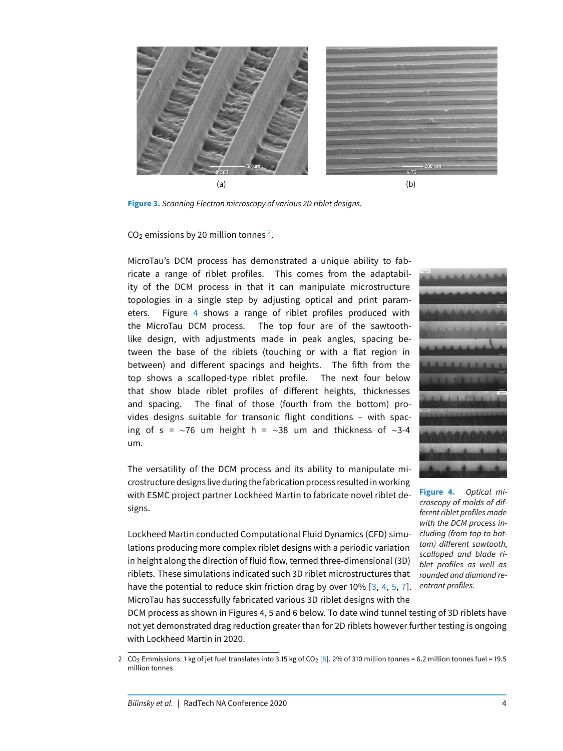(a)

(b)

**Figure 3.** *Scanning Electron microscopy of various 2D riblet designs.*

$CO_2$ emissions by 20 million tonnes [2].

MicroTau's DCM process has demonstrated a unique ability to fabricate a range of riblet profiles. This comes from the adaptability of the DCM process in that it can manipulate microstructure topologies in a single step by adjusting optical and print parameters. Figure 4 shows a range of riblet profiles produced with the MicroTau DCM process. The top four are of the sawtooth-like design, with adjustments made in peak angles, spacing between the base of the riblets (touching or with a flat region in between) and different spacings and heights. The fifth from the top shows a scalloped-type riblet profile. The next four below that show blade riblet profiles of different heights, thicknesses and spacing. The final of those (fourth from the bottom) provides designs suitable for transonic flight conditions – with spacing of s = ~76 um height h = ~38 um and thickness of ~3-4 um.

**Figure 4.** *Optical microscopy of molds of different riblet profiles made with the DCM process including (from top to bottom) different sawtooth, scalloped and blade riblet profiles as well as rounded and diamond re-entrant profiles.*

The versatility of the DCM process and its ability to manipulate microstructure designs live during the fabrication process resulted in working with ESMC project partner Lockheed Martin to fabricate novel riblet designs.

Lockheed Martin conducted Computational Fluid Dynamics (CFD) simulations producing more complex riblet designs with a periodic variation in height along the direction of fluid flow, termed three-dimensional (3D) riblets. These simulations indicated such 3D riblet microstructures that have the potential to reduce skin friction drag by over 10% [3, 4, 5, 7]. MicroTau has successfully fabricated various 3D riblet designs with the DCM process as shown in Figures 4, 5 and 6 below. To date wind tunnel testing of 3D riblets have not yet demonstrated drag reduction greater than for 2D riblets however further testing is ongoing with Lockheed Martin in 2020.

2 $CO_2$ Emissions: 1 kg of jet fuel translates into 3.15 kg of $CO_2$ [8]. 2% of 310 million tonnes = 6.2 million tonnes fuel = 19.5 million tonnes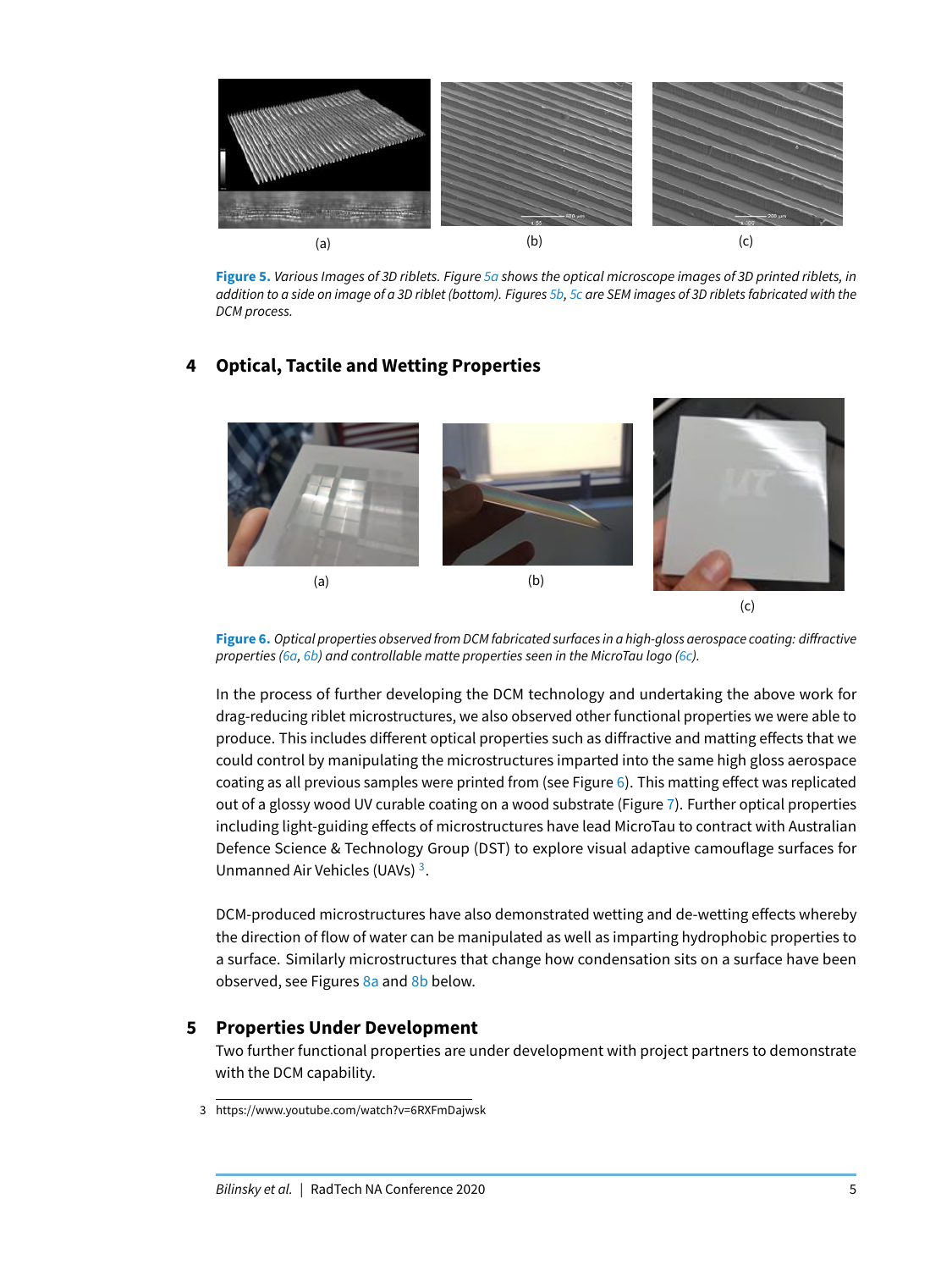(a)

(b)

(c)

**Figure 5.** *Various Images of 3D riblets. Figure 5a shows the optical microscope images of 3D printed riblets, in addition to a side on image of a 3D riblet (bottom). Figures 5b, 5c are SEM images of 3D riblets fabricated with the DCM process.*

## 4 Optical, Tactile and Wetting Properties

(a)

(b)

(c)

**Figure 6.** *Optical properties observed from DCM fabricated surfaces in a high-gloss aerospace coating: diffractive properties (6a, 6b) and controllable matte properties seen in the MicroTau logo (6c).*

In the process of further developing the DCM technology and undertaking the above work for drag-reducing riblet microstructures, we also observed other functional properties we were able to produce. This includes different optical properties such as diffractive and matting effects that we could control by manipulating the microstructures imparted into the same high gloss aerospace coating as all previous samples were printed from (see Figure 6). This matting effect was replicated out of a glossy wood UV curable coating on a wood substrate (Figure 7). Further optical properties including light-guiding effects of microstructures have lead MicroTau to contract with Australian Defence Science & Technology Group (DST) to explore visual adaptive camouflage surfaces for Unmanned Air Vehicles (UAVs) [3].

DCM-produced microstructures have also demonstrated wetting and de-wetting effects whereby the direction of flow of water can be manipulated as well as imparting hydrophobic properties to a surface. Similarly microstructures that change how condensation sits on a surface have been observed, see Figures 8a and 8b below.

## 5 Properties Under Development

Two further functional properties are under development with project partners to demonstrate with the DCM capability.

3 https://www.youtube.com/watch?v=6RXFmDajwsk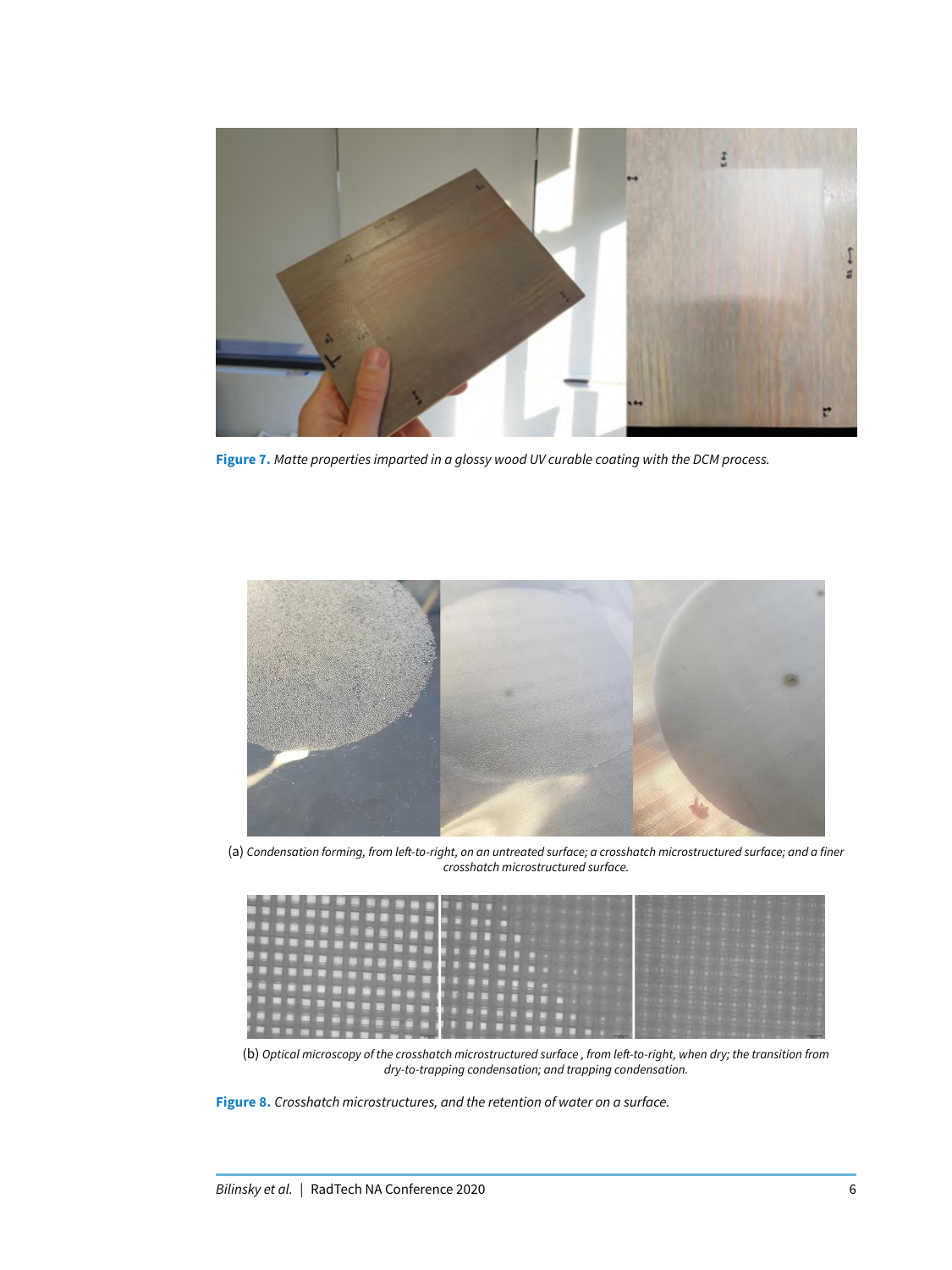**Figure 7.** *Matte properties imparted in a glossy wood UV curable coating with the DCM process.*

(a) *Condensation forming, from left-to-right, on an untreated surface; a crosshatch microstructured surface; and a finer crosshatch microstructured surface.*

(b) *Optical microscopy of the crosshatch microstructured surface , from left-to-right, when dry; the transition from dry-to-trapping condensation; and trapping condensation.*

**Figure 8.** *Crosshatch microstructures, and the retention of water on a surface.*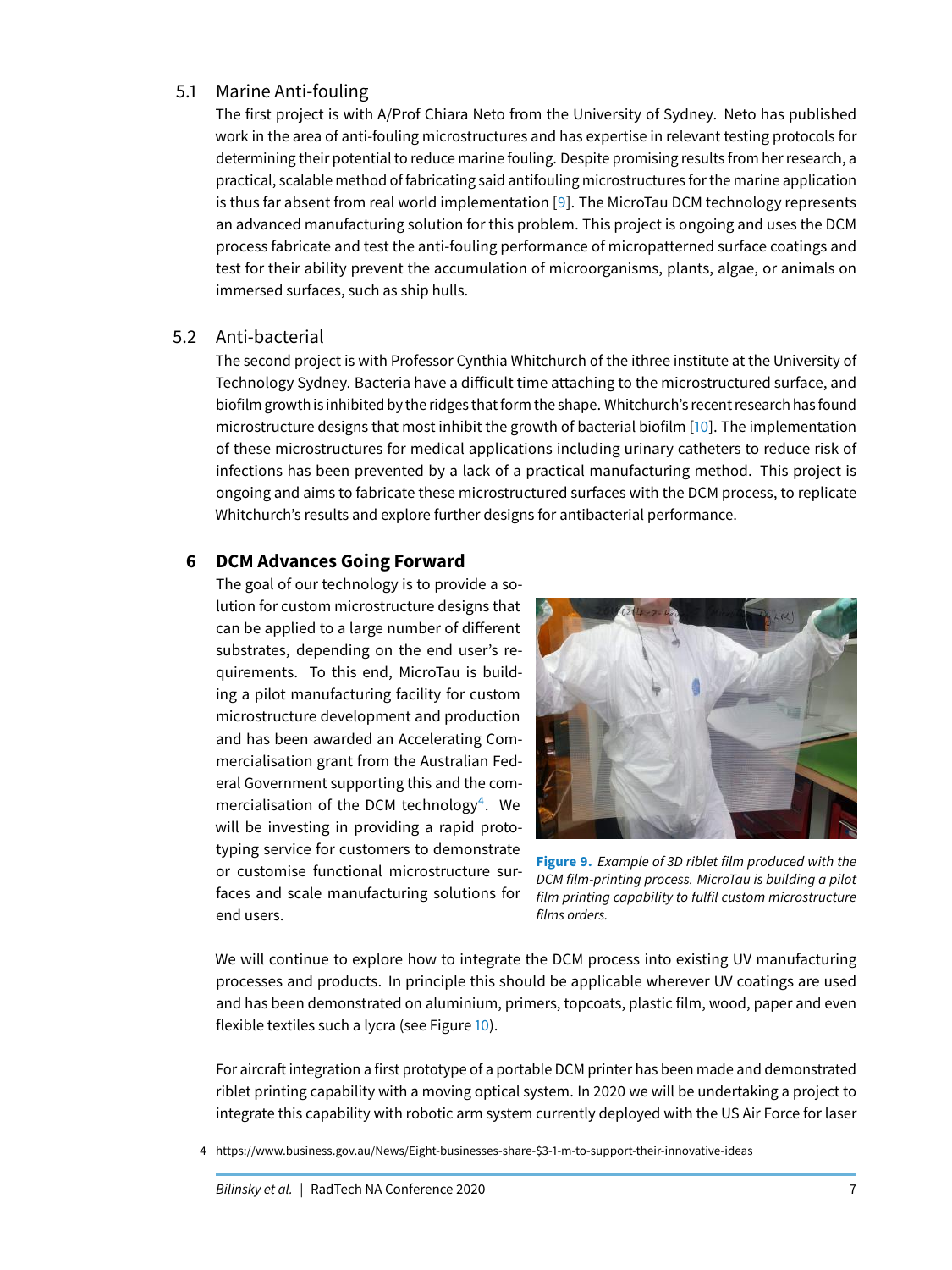## 5.1 Marine Anti-fouling

The first project is with A/Prof Chiara Neto from the University of Sydney. Neto has published work in the area of anti-fouling microstructures and has expertise in relevant testing protocols for determining their potential to reduce marine fouling. Despite promising results from her research, a practical, scalable method of fabricating said antifouling microstructures for the marine application is thus far absent from real world implementation [9]. The MicroTau DCM technology represents an advanced manufacturing solution for this problem. This project is ongoing and uses the DCM process fabricate and test the anti-fouling performance of micropatterned surface coatings and test for their ability prevent the accumulation of microorganisms, plants, algae, or animals on immersed surfaces, such as ship hulls.

## 5.2 Anti-bacterial

The second project is with Professor Cynthia Whitchurch of the ithree institute at the University of Technology Sydney. Bacteria have a difficult time attaching to the microstructured surface, and biofilm growth is inhibited by the ridges that form the shape. Whitchurch's recent research has found microstructure designs that most inhibit the growth of bacterial biofilm [10]. The implementation of these microstructures for medical applications including urinary catheters to reduce risk of infections has been prevented by a lack of a practical manufacturing method. This project is ongoing and aims to fabricate these microstructured surfaces with the DCM process, to replicate Whitchurch's results and explore further designs for antibacterial performance.

# 6 DCM Advances Going Forward

The goal of our technology is to provide a solution for custom microstructure designs that can be applied to a large number of different substrates, depending on the end user's requirements. To this end, MicroTau is building a pilot manufacturing facility for custom microstructure development and production and has been awarded an Accelerating Commercialisation grant from the Australian Federal Government supporting this and the commercialisation of the DCM technology[4]. We will be investing in providing a rapid prototyping service for customers to demonstrate or customise functional microstructure surfaces and scale manufacturing solutions for end users.

**Figure 9.** *Example of 3D riblet film produced with the DCM film-printing process. MicroTau is building a pilot film printing capability to fulfil custom microstructure films orders.*

We will continue to explore how to integrate the DCM process into existing UV manufacturing processes and products. In principle this should be applicable wherever UV coatings are used and has been demonstrated on aluminium, primers, topcoats, plastic film, wood, paper and even flexible textiles such a lycra (see Figure 10).

For aircraft integration a first prototype of a portable DCM printer has been made and demonstrated riblet printing capability with a moving optical system. In 2020 we will be undertaking a project to integrate this capability with robotic arm system currently deployed with the US Air Force for laser

[4] https://www.business.gov.au/News/Eight-businesses-share-$3-1-m-to-support-their-innovative-ideas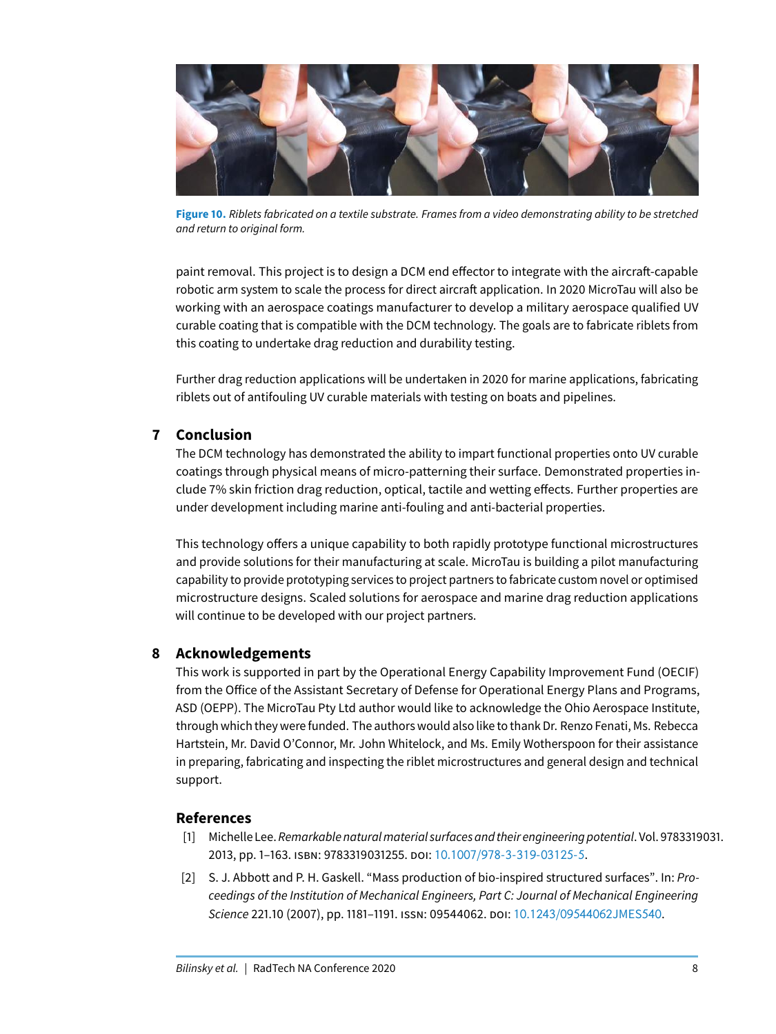**Figure 10.** *Riblets fabricated on a textile substrate. Frames from a video demonstrating ability to be stretched and return to original form.*

paint removal. This project is to design a DCM end effector to integrate with the aircraft-capable robotic arm system to scale the process for direct aircraft application. In 2020 MicroTau will also be working with an aerospace coatings manufacturer to develop a military aerospace qualified UV curable coating that is compatible with the DCM technology. The goals are to fabricate riblets from this coating to undertake drag reduction and durability testing.

Further drag reduction applications will be undertaken in 2020 for marine applications, fabricating riblets out of antifouling UV curable materials with testing on boats and pipelines.

## 7 Conclusion

The DCM technology has demonstrated the ability to impart functional properties onto UV curable coatings through physical means of micro-patterning their surface. Demonstrated properties include 7% skin friction drag reduction, optical, tactile and wetting effects. Further properties are under development including marine anti-fouling and anti-bacterial properties.

This technology offers a unique capability to both rapidly prototype functional microstructures and provide solutions for their manufacturing at scale. MicroTau is building a pilot manufacturing capability to provide prototyping services to project partners to fabricate custom novel or optimised microstructure designs. Scaled solutions for aerospace and marine drag reduction applications will continue to be developed with our project partners.

## 8 Acknowledgements

This work is supported in part by the Operational Energy Capability Improvement Fund (OECIF) from the Office of the Assistant Secretary of Defense for Operational Energy Plans and Programs, ASD (OEPP). The MicroTau Pty Ltd author would like to acknowledge the Ohio Aerospace Institute, through which they were funded. The authors would also like to thank Dr. Renzo Fenati, Ms. Rebecca Hartstein, Mr. David O'Connor, Mr. John Whitelock, and Ms. Emily Wotherspoon for their assistance in preparing, fabricating and inspecting the riblet microstructures and general design and technical support.

## References

[1] Michelle Lee. *Remarkable natural material surfaces and their engineering potential*. Vol. 9783319031. 2013, pp. 1–163. ISBN: 9783319031255. DOI: 10.1007/978-3-319-03125-5.

[2] S. J. Abbott and P. H. Gaskell. "Mass production of bio-inspired structured surfaces". In: *Proceedings of the Institution of Mechanical Engineers, Part C: Journal of Mechanical Engineering Science* 221.10 (2007), pp. 1181–1191. ISSN: 09544062. DOI: 10.1243/09544062JMES540.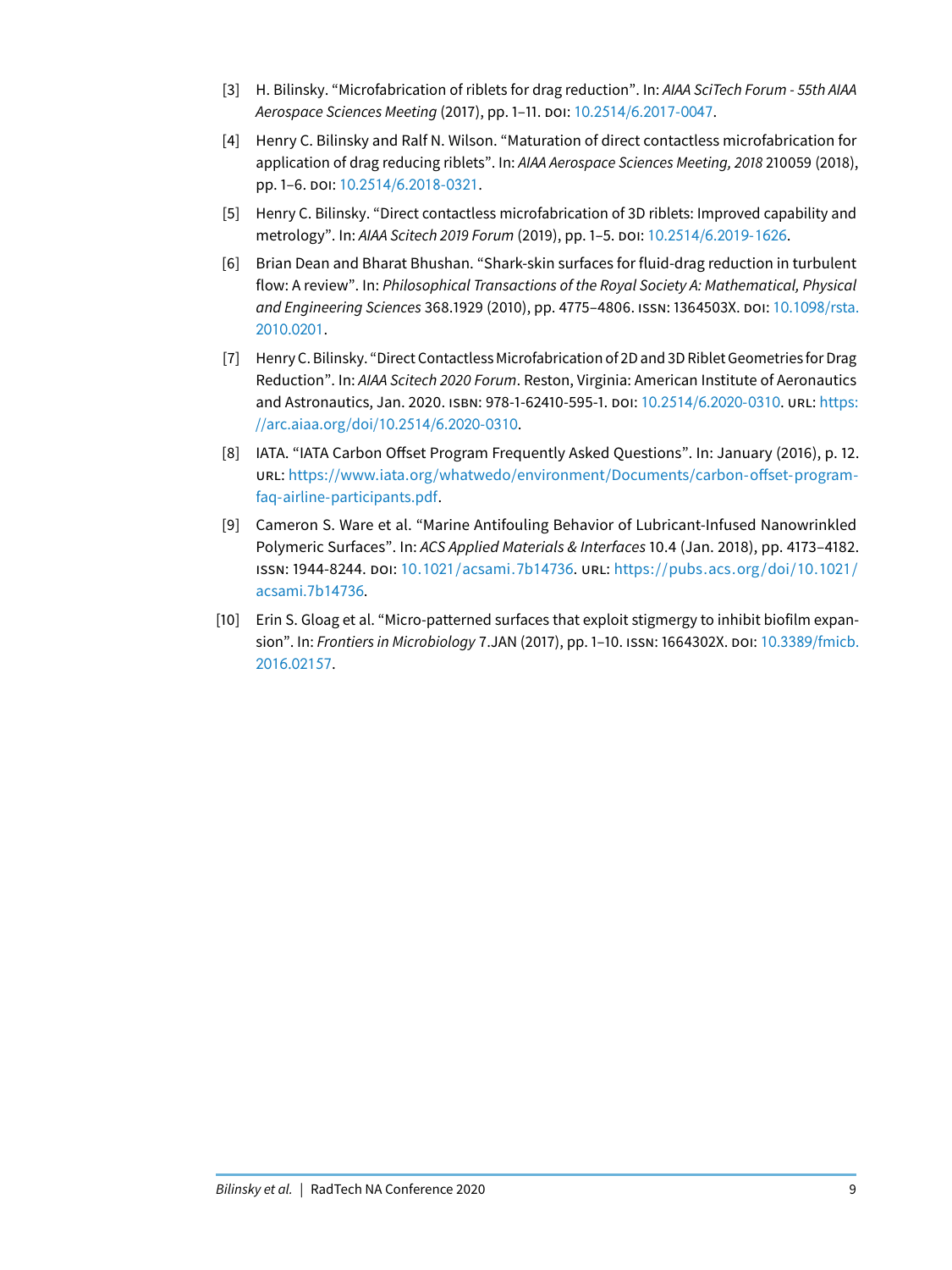[3] H. Bilinsky. "Microfabrication of riblets for drag reduction". In: *AIAA SciTech Forum - 55th AIAA Aerospace Sciences Meeting* (2017), pp. 1–11. DOI: 10.2514/6.2017-0047.

[4] Henry C. Bilinsky and Ralf N. Wilson. "Maturation of direct contactless microfabrication for application of drag reducing riblets". In: *AIAA Aerospace Sciences Meeting, 2018* 210059 (2018), pp. 1–6. DOI: 10.2514/6.2018-0321.

[5] Henry C. Bilinsky. "Direct contactless microfabrication of 3D riblets: Improved capability and metrology". In: *AIAA Scitech 2019 Forum* (2019), pp. 1–5. DOI: 10.2514/6.2019-1626.

[6] Brian Dean and Bharat Bhushan. "Shark-skin surfaces for fluid-drag reduction in turbulent flow: A review". In: *Philosophical Transactions of the Royal Society A: Mathematical, Physical and Engineering Sciences* 368.1929 (2010), pp. 4775–4806. ISSN: 1364503X. DOI: 10.1098/rsta.2010.0201.

[7] Henry C. Bilinsky. "Direct Contactless Microfabrication of 2D and 3D Riblet Geometries for Drag Reduction". In: *AIAA Scitech 2020 Forum*. Reston, Virginia: American Institute of Aeronautics and Astronautics, Jan. 2020. ISBN: 978-1-62410-595-1. DOI: 10.2514/6.2020-0310. URL: https://arc.aiaa.org/doi/10.2514/6.2020-0310.

[8] IATA. "IATA Carbon Offset Program Frequently Asked Questions". In: January (2016), p. 12. URL: https://www.iata.org/whatwedo/environment/Documents/carbon-offset-program-faq-airline-participants.pdf.

[9] Cameron S. Ware et al. "Marine Antifouling Behavior of Lubricant-Infused Nanowrinkled Polymeric Surfaces". In: *ACS Applied Materials & Interfaces* 10.4 (Jan. 2018), pp. 4173–4182. ISSN: 1944-8244. DOI: 10.1021/acsami.7b14736. URL: https://pubs.acs.org/doi/10.1021/acsami.7b14736.

[10] Erin S. Gloag et al. "Micro-patterned surfaces that exploit stigmergy to inhibit biofilm expansion". In: *Frontiers in Microbiology* 7.JAN (2017), pp. 1–10. ISSN: 1664302X. DOI: 10.3389/fmicb.2016.02157.